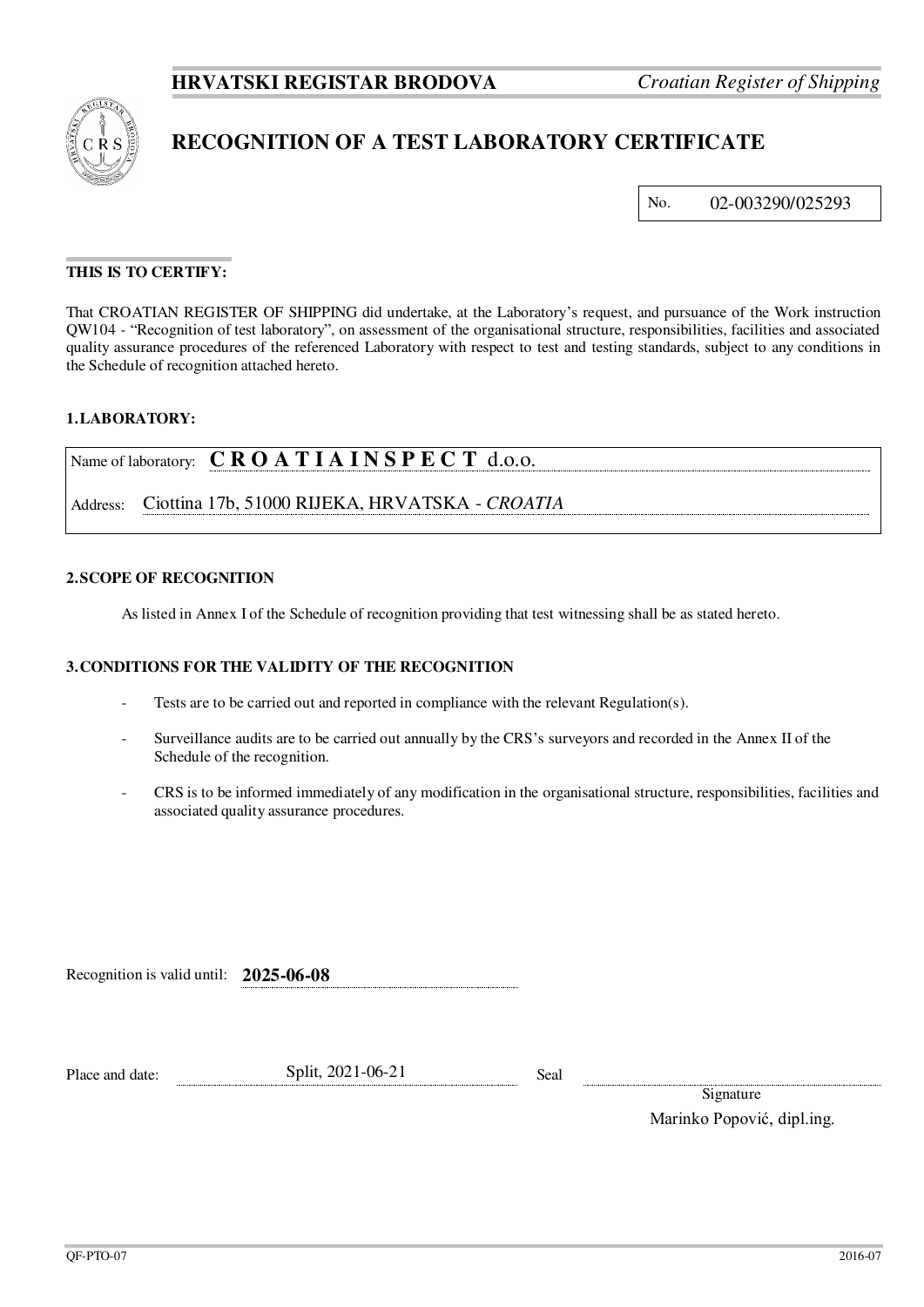**HRVATSKI REGISTAR BRODOVA** *Croatian Register of Shipping*

# RECOGNITION OF A TEST LABORATORY CERTIFICATE

No. 02-003290/025293

**THIS IS TO CERTIFY:**

That CROATIAN REGISTER OF SHIPPING did undertake, at the Laboratory's request, and pursuance of the Work instruction QW104 - "Recognition of test laboratory", on assessment of the organisational structure, responsibilities, facilities and associated quality assurance procedures of the referenced Laboratory with respect to test and testing standards, subject to any conditions in the Schedule of recognition attached hereto.

## 1. LABORATORY:

Name of laboratory: **C R O A T I A I N S P E C T** d.o.o.

Address: Ciottina 17b, 51000 RIJEKA, HRVATSKA - *CROATIA*

## 2. SCOPE OF RECOGNITION

As listed in Annex I of the Schedule of recognition providing that test witnessing shall be as stated hereto.

## 3. CONDITIONS FOR THE VALIDITY OF THE RECOGNITION

- Tests are to be carried out and reported in compliance with the relevant Regulation(s).
- Surveillance audits are to be carried out annually by the CRS's surveyors and recorded in the Annex II of the Schedule of the recognition.
- CRS is to be informed immediately of any modification in the organisational structure, responsibilities, facilities and associated quality assurance procedures.

Recognition is valid until: **2025-06-08**

Place and date: Split, 2021-06-21

Seal

Signature

Marinko Popović, dipl.ing.

QF-PTO-07 2016-07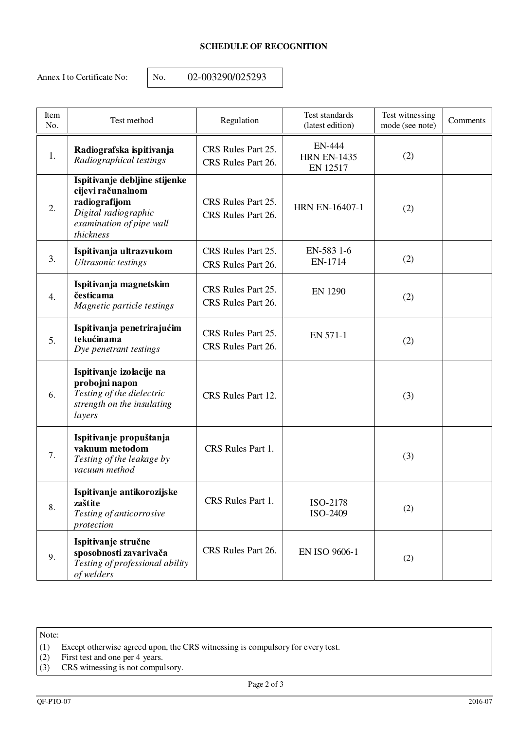### SCHEDULE OF RECOGNITION

Annex I to Certificate No: No. 02-003290/025293

| Item No. | Test method | Regulation | Test standards (latest edition) | Test witnessing mode (see note) | Comments |
|---|---|---|---|---|---|
| 1. | **Radiografska ispitivanja** *Radiographical testings* | CRS Rules Part 25. CRS Rules Part 26. | EN-444 HRN EN-1435 EN 12517 | (2) | |
| 2. | **Ispitivanje debljine stijenke cijevi računalnom radiografijom** *Digital radiographic examination of pipe wall thickness* | CRS Rules Part 25. CRS Rules Part 26. | HRN EN-16407-1 | (2) | |
| 3. | **Ispitivanja ultrazvukom** *Ultrasonic testings* | CRS Rules Part 25. CRS Rules Part 26. | EN-583 1-6 EN-1714 | (2) | |
| 4. | **Ispitivanja magnetskim česticama** *Magnetic particle testings* | CRS Rules Part 25. CRS Rules Part 26. | EN 1290 | (2) | |
| 5. | **Ispitivanja penetrirajućim tekućinama** *Dye penetrant testings* | CRS Rules Part 25. CRS Rules Part 26. | EN 571-1 | (2) | |
| 6. | **Ispitivanje izolacije na probojni napon** *Testing of the dielectric strength on the insulating layers* | CRS Rules Part 12. | | (3) | |
| 7. | **Ispitivanje propuštanja vakuum metodom** *Testing of the leakage by vacuum method* | CRS Rules Part 1. | | (3) | |
| 8. | **Ispitivanje antikorozijske zaštite** *Testing of anticorrosive protection* | CRS Rules Part 1. | ISO-2178 ISO-2409 | (2) | |
| 9. | **Ispitivanje stručne sposobnosti zavarivača** *Testing of professional ability of welders* | CRS Rules Part 26. | EN ISO 9606-1 | (2) | |

Note:
(1) Except otherwise agreed upon, the CRS witnessing is compulsory for every test.
(2) First test and one per 4 years.
(3) CRS witnessing is not compulsory.

QF-PTO-07 2016-07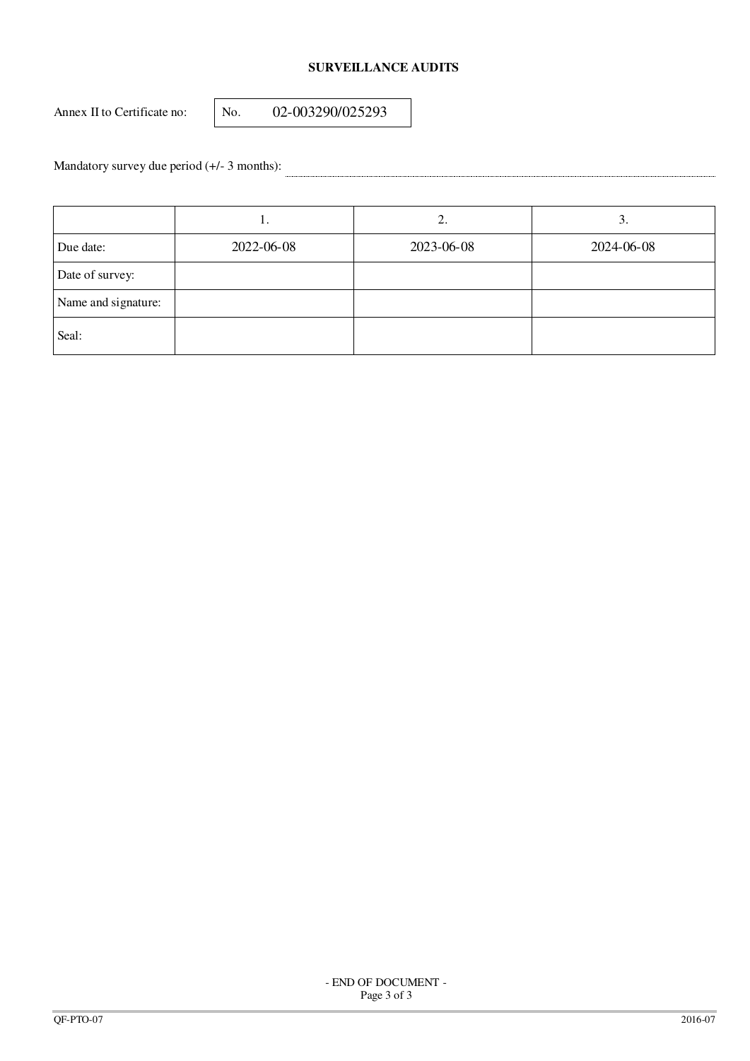## SURVEILLANCE AUDITS

Annex II to Certificate no: No. 02-003290/025293

Mandatory survey due period (+/- 3 months): ..............................

| | 1. | 2. | 3. |
| --- | --- | --- | --- |
| Due date: | 2022-06-08 | 2023-06-08 | 2024-06-08 |
| Date of survey: | | | |
| Name and signature: | | | |
| Seal: | | | |

- END OF DOCUMENT -

QF-PTO-07 2016-07